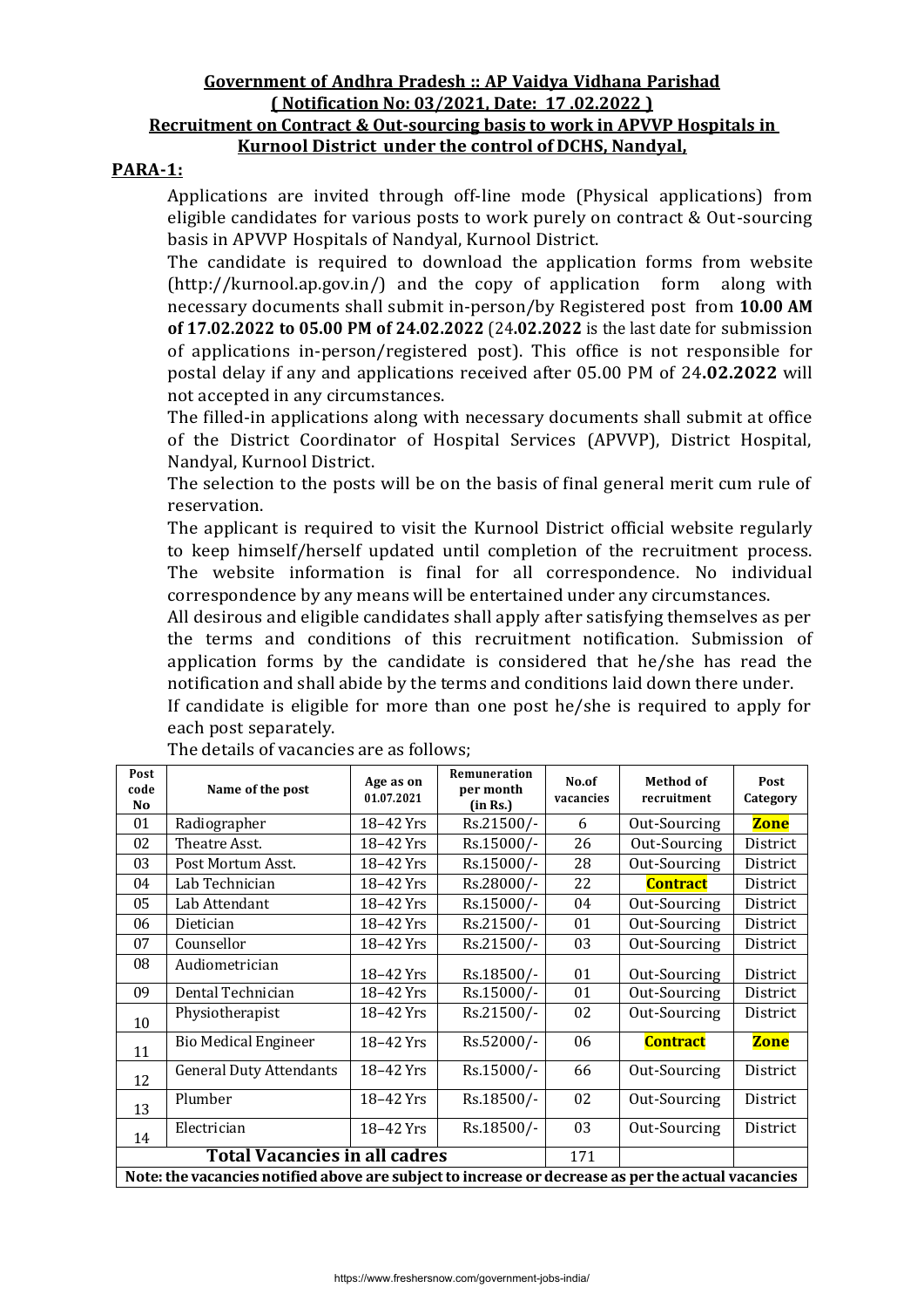**Government of Andhra Pradesh :: AP Vaidya Vidhana Parishad**
**( Notification No: 03/2021, Date: 17 .02.2022 )**
**Recruitment on Contract & Out-sourcing basis to work in APVVP Hospitals in Kurnool District under the control of DCHS, Nandyal,**

## PARA-1:

Applications are invited through off-line mode (Physical applications) from eligible candidates for various posts to work purely on contract & Out-sourcing basis in APVVP Hospitals of Nandyal, Kurnool District.

The candidate is required to download the application forms from website (http://kurnool.ap.gov.in/) and the copy of application form along with necessary documents shall submit in-person/by Registered post from **10.00 AM of 17.02.2022 to 05.00 PM of 24.02.2022** (24**.02.2022** is the last date for submission of applications in-person/registered post). This office is not responsible for postal delay if any and applications received after 05.00 PM of 24**.02.2022** will not accepted in any circumstances.

The filled-in applications along with necessary documents shall submit at office of the District Coordinator of Hospital Services (APVVP), District Hospital, Nandyal, Kurnool District.

The selection to the posts will be on the basis of final general merit cum rule of reservation.

The applicant is required to visit the Kurnool District official website regularly to keep himself/herself updated until completion of the recruitment process. The website information is final for all correspondence. No individual correspondence by any means will be entertained under any circumstances.

All desirous and eligible candidates shall apply after satisfying themselves as per the terms and conditions of this recruitment notification. Submission of application forms by the candidate is considered that he/she has read the notification and shall abide by the terms and conditions laid down there under.

If candidate is eligible for more than one post he/she is required to apply for each post separately.

The details of vacancies are as follows;

| Post code No | Name of the post | Age as on 01.07.2021 | Remuneration per month (in Rs.) | No.of vacancies | Method of recruitment | Post Category |
|---|---|---|---|---|---|---|
| 01 | Radiographer | 18–42 Yrs | Rs.21500/- | 6 | Out-Sourcing | **Zone** |
| 02 | Theatre Asst. | 18–42 Yrs | Rs.15000/- | 26 | Out-Sourcing | District |
| 03 | Post Mortum Asst. | 18–42 Yrs | Rs.15000/- | 28 | Out-Sourcing | District |
| 04 | Lab Technician | 18–42 Yrs | Rs.28000/- | 22 | **Contract** | District |
| 05 | Lab Attendant | 18–42 Yrs | Rs.15000/- | 04 | Out-Sourcing | District |
| 06 | Dietician | 18–42 Yrs | Rs.21500/- | 01 | Out-Sourcing | District |
| 07 | Counsellor | 18–42 Yrs | Rs.21500/- | 03 | Out-Sourcing | District |
| 08 | Audiometrician | 18–42 Yrs | Rs.18500/- | 01 | Out-Sourcing | District |
| 09 | Dental Technician | 18–42 Yrs | Rs.15000/- | 01 | Out-Sourcing | District |
| 10 | Physiotherapist | 18–42 Yrs | Rs.21500/- | 02 | Out-Sourcing | District |
| 11 | Bio Medical Engineer | 18–42 Yrs | Rs.52000/- | 06 | **Contract** | **Zone** |
| 12 | General Duty Attendants | 18–42 Yrs | Rs.15000/- | 66 | Out-Sourcing | District |
| 13 | Plumber | 18–42 Yrs | Rs.18500/- | 02 | Out-Sourcing | District |
| 14 | Electrician | 18–42 Yrs | Rs.18500/- | 03 | Out-Sourcing | District |
| | **Total Vacancies in all cadres** | | | 171 | | |

**Note: the vacancies notified above are subject to increase or decrease as per the actual vacancies**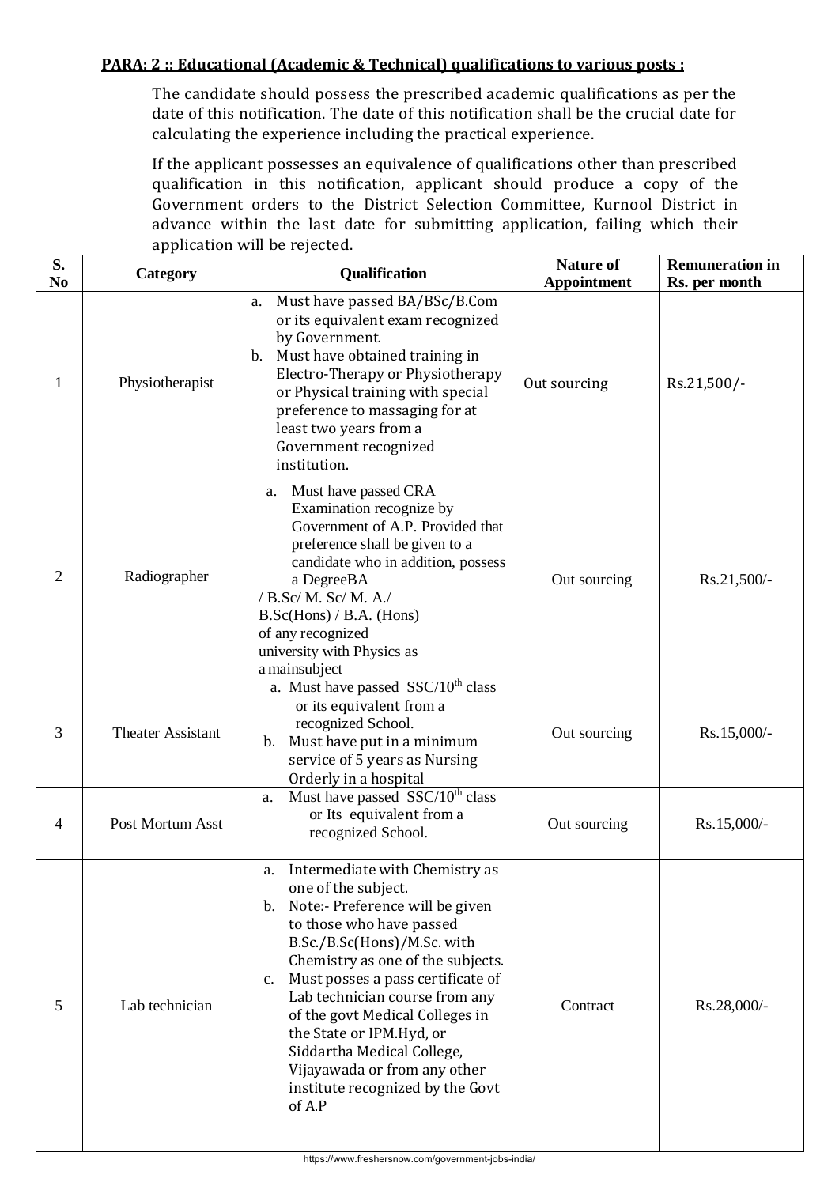**PARA: 2 :: Educational (Academic & Technical) qualifications to various posts :**

The candidate should possess the prescribed academic qualifications as per the date of this notification. The date of this notification shall be the crucial date for calculating the experience including the practical experience.

If the applicant possesses an equivalence of qualifications other than prescribed qualification in this notification, applicant should produce a copy of the Government orders to the District Selection Committee, Kurnool District in advance within the last date for submitting application, failing which their application will be rejected.

| S. No | Category | Qualification | Nature of Appointment | Remuneration in Rs. per month |
|---|---|---|---|---|
| 1 | Physiotherapist | a. Must have passed BA/BSc/B.Com or its equivalent exam recognized by Government.<br>b. Must have obtained training in Electro-Therapy or Physiotherapy or Physical training with special preference to massaging for at least two years from a Government recognized institution. | Out sourcing | Rs.21,500/- |
| 2 | Radiographer | a. Must have passed CRA Examination recognize by Government of A.P. Provided that preference shall be given to a candidate who in addition, possess a DegreeBA / B.Sc/ M. Sc/ M. A./ B.Sc(Hons) / B.A. (Hons) of any recognized university with Physics as a mainsubject | Out sourcing | Rs.21,500/- |
| 3 | Theater Assistant | a. Must have passed SSC/10th class or its equivalent from a recognized School.<br>b. Must have put in a minimum service of 5 years as Nursing Orderly in a hospital | Out sourcing | Rs.15,000/- |
| 4 | Post Mortum Asst | a. Must have passed SSC/10th class or Its equivalent from a recognized School. | Out sourcing | Rs.15,000/- |
| 5 | Lab technician | a. Intermediate with Chemistry as one of the subject.<br>b. Note:- Preference will be given to those who have passed B.Sc./B.Sc(Hons)/M.Sc. with Chemistry as one of the subjects.<br>c. Must posses a pass certificate of Lab technician course from any of the govt Medical Colleges in the State or IPM.Hyd, or Siddartha Medical College, Vijayawada or from any other institute recognized by the Govt of A.P | Contract | Rs.28,000/- |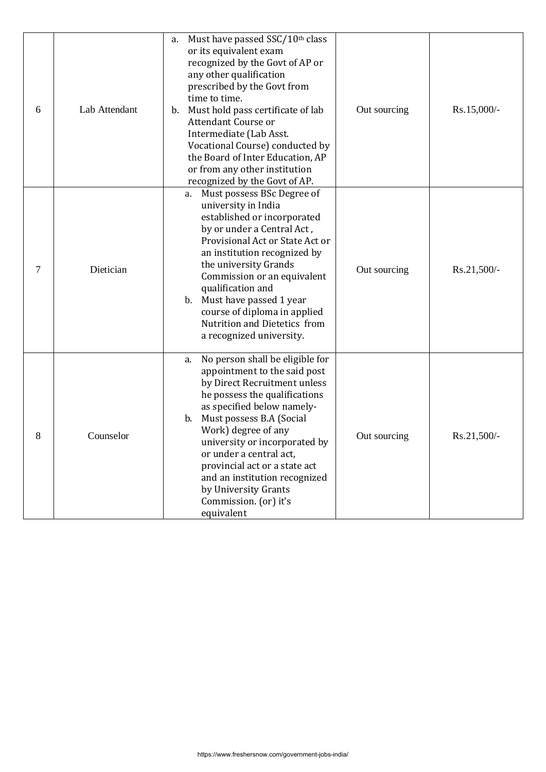| 6 | Lab Attendant | a. Must have passed SSC/10th class or its equivalent exam recognized by the Govt of AP or any other qualification prescribed by the Govt from time to time.<br>b. Must hold pass certificate of lab Attendant Course or Intermediate (Lab Asst. Vocational Course) conducted by the Board of Inter Education, AP or from any other institution recognized by the Govt of AP. | Out sourcing | Rs.15,000/- |
|---|---|---|---|---|
| 7 | Dietician | a. Must possess BSc Degree of university in India established or incorporated by or under a Central Act , Provisional Act or State Act or an institution recognized by the university Grands Commission or an equivalent qualification and<br>b. Must have passed 1 year course of diploma in applied Nutrition and Dietetics from a recognized university. | Out sourcing | Rs.21,500/- |
| 8 | Counselor | a. No person shall be eligible for appointment to the said post by Direct Recruitment unless he possess the qualifications as specified below namely-<br>b. Must possess B.A (Social Work) degree of any university or incorporated by or under a central act, provincial act or a state act and an institution recognized by University Grants Commission. (or) it's equivalent | Out sourcing | Rs.21,500/- |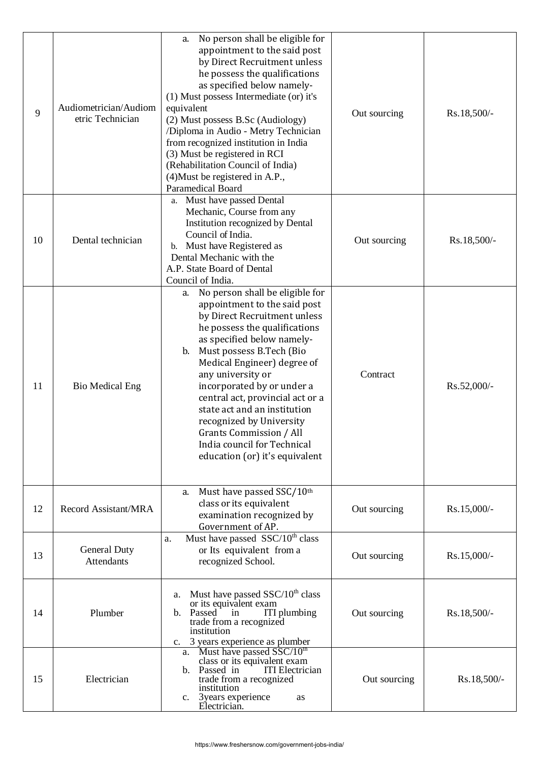| 9 | Audiometrician/Audiometric Technician | a. No person shall be eligible for appointment to the said post by Direct Recruitment unless he possess the qualifications as specified below namely-<br>(1) Must possess Intermediate (or) it's equivalent<br>(2) Must possess B.Sc (Audiology) /Diploma in Audio - Metry Technician from recognized institution in India<br>(3) Must be registered in RCI (Rehabilitation Council of India)<br>(4)Must be registered in A.P., Paramedical Board | Out sourcing | Rs.18,500/- |
|---|---|---|---|---|
| 10 | Dental technician | a. Must have passed Dental Mechanic, Course from any Institution recognized by Dental Council of India.<br>b. Must have Registered as Dental Mechanic with the A.P. State Board of Dental Council of India. | Out sourcing | Rs.18,500/- |
| 11 | Bio Medical Eng | a. No person shall be eligible for appointment to the said post by Direct Recruitment unless he possess the qualifications as specified below namely-<br>b. Must possess B.Tech (Bio Medical Engineer) degree of any university or incorporated by or under a central act, provincial act or a state act and an institution recognized by University Grants Commission / All India council for Technical education (or) it's equivalent | Contract | Rs.52,000/- |
| 12 | Record Assistant/MRA | a. Must have passed SSC/10th class or its equivalent examination recognized by Government of AP. | Out sourcing | Rs.15,000/- |
| 13 | General Duty Attendants | a. Must have passed SSC/10th class or Its equivalent from a recognized School. | Out sourcing | Rs.15,000/- |
| 14 | Plumber | a. Must have passed SSC/10th class or its equivalent exam<br>b. Passed in ITI plumbing trade from a recognized institution<br>c. 3 years experience as plumber | Out sourcing | Rs.18,500/- |
| 15 | Electrician | a. Must have passed SSC/10th class or its equivalent exam<br>b. Passed in ITI Electrician trade from a recognized institution<br>c. 3years experience as Electrician. | Out sourcing | Rs.18,500/- |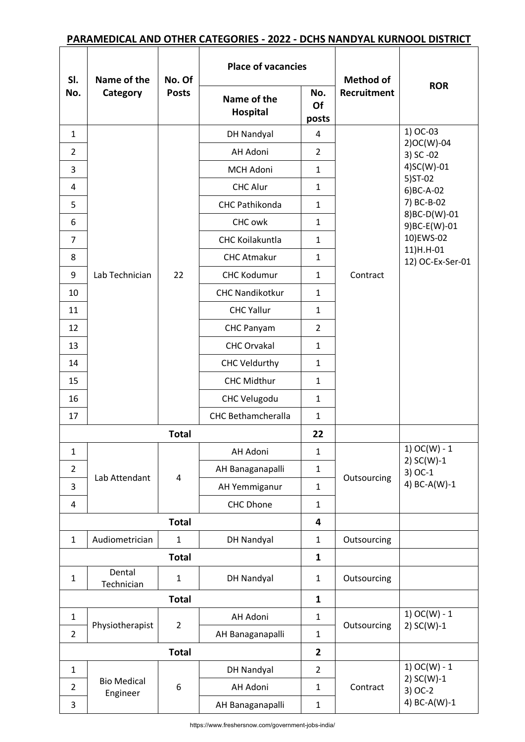## PARAMEDICAL AND OTHER CATEGORIES - 2022 - DCHS NANDYAL KURNOOL DISTRICT

| Sl. No. | Name of the Category | No. Of Posts | Place of vacancies | | Method of Recruitment | ROR |
|---|---|---|---|---|---|---|
| | | | Name of the Hospital | No. Of posts | | |
| 1 | Lab Technician | 22 | DH Nandyal | 4 | Contract | 1) OC-03 2)OC(W)-04 3) SC -02 4)SC(W)-01 5)ST-02 6)BC-A-02 7) BC-B-02 8)BC-D(W)-01 9)BC-E(W)-01 10)EWS-02 11)H.H-01 12) OC-Ex-Ser-01 |
| 2 | | | AH Adoni | 2 | | |
| 3 | | | MCH Adoni | 1 | | |
| 4 | | | CHC Alur | 1 | | |
| 5 | | | CHC Pathikonda | 1 | | |
| 6 | | | CHC owk | 1 | | |
| 7 | | | CHC Koilakuntla | 1 | | |
| 8 | | | CHC Atmakur | 1 | | |
| 9 | | | CHC Kodumur | 1 | | |
| 10 | | | CHC Nandikotkur | 1 | | |
| 11 | | | CHC Yallur | 1 | | |
| 12 | | | CHC Panyam | 2 | | |
| 13 | | | CHC Orvakal | 1 | | |
| 14 | | | CHC Veldurthy | 1 | | |
| 15 | | | CHC Midthur | 1 | | |
| 16 | | | CHC Velugodu | 1 | | |
| 17 | | | CHC Bethamcheralla | 1 | | |
| | Total | | | 22 | | |
| 1 | Lab Attendant | 4 | AH Adoni | 1 | Outsourcing | 1) OC(W) - 1 2) SC(W)-1 3) OC-1 4) BC-A(W)-1 |
| 2 | | | AH Banaganapalli | 1 | | |
| 3 | | | AH Yemmiganur | 1 | | |
| 4 | | | CHC Dhone | 1 | | |
| | Total | | | 4 | | |
| 1 | Audiometrician | 1 | DH Nandyal | 1 | Outsourcing | |
| | Total | | | 1 | | |
| 1 | Dental Technician | 1 | DH Nandyal | 1 | Outsourcing | |
| | Total | | | 1 | | |
| 1 | Physiotherapist | 2 | AH Adoni | 1 | Outsourcing | 1) OC(W) - 1 2) SC(W)-1 |
| 2 | | | AH Banaganapalli | 1 | | |
| | Total | | | 2 | | |
| 1 | Bio Medical Engineer | 6 | DH Nandyal | 2 | Contract | 1) OC(W) - 1 2) SC(W)-1 3) OC-2 4) BC-A(W)-1 |
| 2 | | | AH Adoni | 1 | | |
| 3 | | | AH Banaganapalli | 1 | | |

https://www.freshersnow.com/government-jobs-india/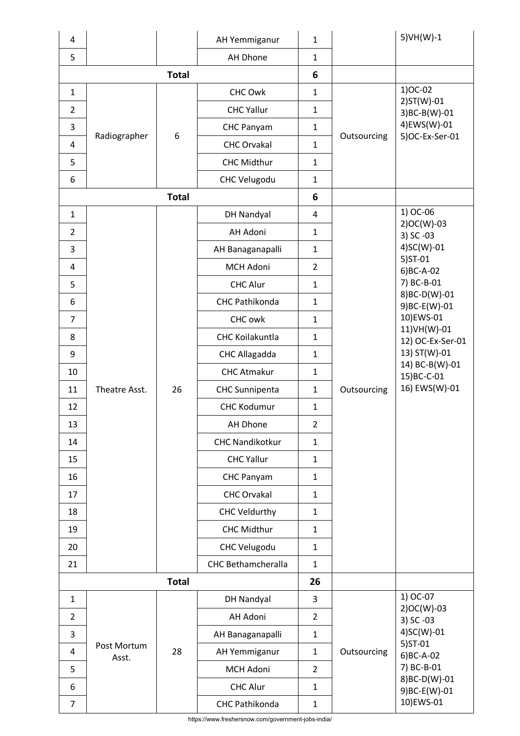| | | | | | | |
|---|---|---|---|---|---|---|
| 4 | | | AH Yemmiganur | 1 | | 5)VH(W)-1 |
| 5 | | | AH Dhone | 1 | | |
| **Total** | | | | **6** | | |
| 1 | Radiographer | 6 | CHC Owk | 1 | Outsourcing | 1)OC-02<br>2)ST(W)-01<br>3)BC-B(W)-01<br>4)EWS(W)-01<br>5)OC-Ex-Ser-01 |
| 2 | | | CHC Yallur | 1 | | |
| 3 | | | CHC Panyam | 1 | | |
| 4 | | | CHC Orvakal | 1 | | |
| 5 | | | CHC Midthur | 1 | | |
| 6 | | | CHC Velugodu | 1 | | |
| **Total** | | | | **6** | | |
| 1 | Theatre Asst. | 26 | DH Nandyal | 4 | Outsourcing | 1) OC-06<br>2)OC(W)-03<br>3) SC -03<br>4)SC(W)-01<br>5)ST-01<br>6)BC-A-02<br>7) BC-B-01<br>8)BC-D(W)-01<br>9)BC-E(W)-01<br>10)EWS-01<br>11)VH(W)-01<br>12) OC-Ex-Ser-01<br>13) ST(W)-01<br>14) BC-B(W)-01<br>15)BC-C-01<br>16) EWS(W)-01 |
| 2 | | | AH Adoni | 1 | | |
| 3 | | | AH Banaganapalli | 1 | | |
| 4 | | | MCH Adoni | 2 | | |
| 5 | | | CHC Alur | 1 | | |
| 6 | | | CHC Pathikonda | 1 | | |
| 7 | | | CHC owk | 1 | | |
| 8 | | | CHC Koilakuntla | 1 | | |
| 9 | | | CHC Allagadda | 1 | | |
| 10 | | | CHC Atmakur | 1 | | |
| 11 | | | CHC Sunnipenta | 1 | | |
| 12 | | | CHC Kodumur | 1 | | |
| 13 | | | AH Dhone | 2 | | |
| 14 | | | CHC Nandikotkur | 1 | | |
| 15 | | | CHC Yallur | 1 | | |
| 16 | | | CHC Panyam | 1 | | |
| 17 | | | CHC Orvakal | 1 | | |
| 18 | | | CHC Veldurthy | 1 | | |
| 19 | | | CHC Midthur | 1 | | |
| 20 | | | CHC Velugodu | 1 | | |
| 21 | | | CHC Bethamcheralla | 1 | | |
| **Total** | | | | **26** | | |
| 1 | Post Mortum Asst. | 28 | DH Nandyal | 3 | Outsourcing | 1) OC-07<br>2)OC(W)-03<br>3) SC -03<br>4)SC(W)-01<br>5)ST-01<br>6)BC-A-02<br>7) BC-B-01<br>8)BC-D(W)-01<br>9)BC-E(W)-01<br>10)EWS-01 |
| 2 | | | AH Adoni | 2 | | |
| 3 | | | AH Banaganapalli | 1 | | |
| 4 | | | AH Yemmiganur | 1 | | |
| 5 | | | MCH Adoni | 2 | | |
| 6 | | | CHC Alur | 1 | | |
| 7 | | | CHC Pathikonda | 1 | | |

https://www.freshersnow.com/government-jobs-india/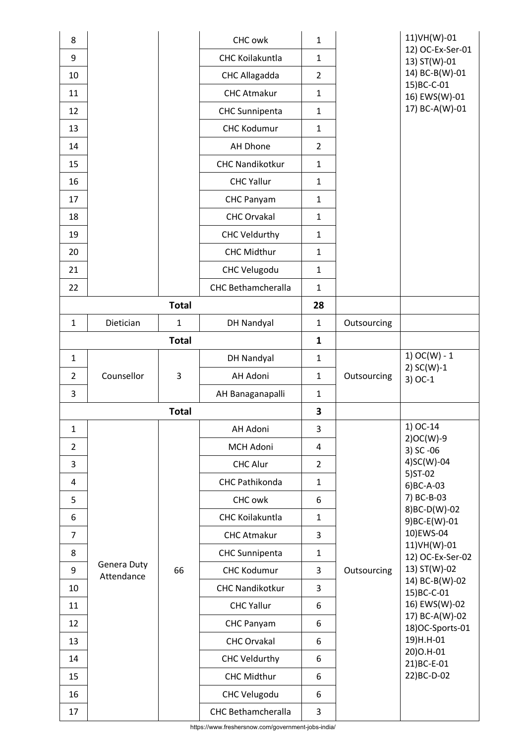| | | | | | | |
|---|---|---|---|---|---|---|
| 8 | | | CHC owk | 1 | | 11)VH(W)-01<br>12) OC-Ex-Ser-01<br>13) ST(W)-01<br>14) BC-B(W)-01<br>15)BC-C-01<br>16) EWS(W)-01<br>17) BC-A(W)-01 |
| 9 | | | CHC Koilakuntla | 1 | | |
| 10 | | | CHC Allagadda | 2 | | |
| 11 | | | CHC Atmakur | 1 | | |
| 12 | | | CHC Sunnipenta | 1 | | |
| 13 | | | CHC Kodumur | 1 | | |
| 14 | | | AH Dhone | 2 | | |
| 15 | | | CHC Nandikotkur | 1 | | |
| 16 | | | CHC Yallur | 1 | | |
| 17 | | | CHC Panyam | 1 | | |
| 18 | | | CHC Orvakal | 1 | | |
| 19 | | | CHC Veldurthy | 1 | | |
| 20 | | | CHC Midthur | 1 | | |
| 21 | | | CHC Velugodu | 1 | | |
| 22 | | | CHC Bethamcheralla | 1 | | |
| | | **Total** | | **28** | | |
| 1 | Dietician | 1 | DH Nandyal | 1 | Outsourcing | |
| | | **Total** | | **1** | | |
| 1 | Counsellor | 3 | DH Nandyal | 1 | Outsourcing | 1) OC(W) - 1<br>2) SC(W)-1<br>3) OC-1 |
| 2 | | | AH Adoni | 1 | | |
| 3 | | | AH Banaganapalli | 1 | | |
| | | **Total** | | **3** | | |
| 1 | Genera Duty Attendance | 66 | AH Adoni | 3 | Outsourcing | 1) OC-14<br>2)OC(W)-9<br>3) SC -06<br>4)SC(W)-04<br>5)ST-02<br>6)BC-A-03<br>7) BC-B-03<br>8)BC-D(W)-02<br>9)BC-E(W)-01<br>10)EWS-04<br>11)VH(W)-01<br>12) OC-Ex-Ser-02<br>13) ST(W)-02<br>14) BC-B(W)-02<br>15)BC-C-01<br>16) EWS(W)-02<br>17) BC-A(W)-02<br>18)OC-Sports-01<br>19)H.H-01<br>20)O.H-01<br>21)BC-E-01<br>22)BC-D-02 |
| 2 | | | MCH Adoni | 4 | | |
| 3 | | | CHC Alur | 2 | | |
| 4 | | | CHC Pathikonda | 1 | | |
| 5 | | | CHC owk | 6 | | |
| 6 | | | CHC Koilakuntla | 1 | | |
| 7 | | | CHC Atmakur | 3 | | |
| 8 | | | CHC Sunnipenta | 1 | | |
| 9 | | | CHC Kodumur | 3 | | |
| 10 | | | CHC Nandikotkur | 3 | | |
| 11 | | | CHC Yallur | 6 | | |
| 12 | | | CHC Panyam | 6 | | |
| 13 | | | CHC Orvakal | 6 | | |
| 14 | | | CHC Veldurthy | 6 | | |
| 15 | | | CHC Midthur | 6 | | |
| 16 | | | CHC Velugodu | 6 | | |
| 17 | | | CHC Bethamcheralla | 3 | | |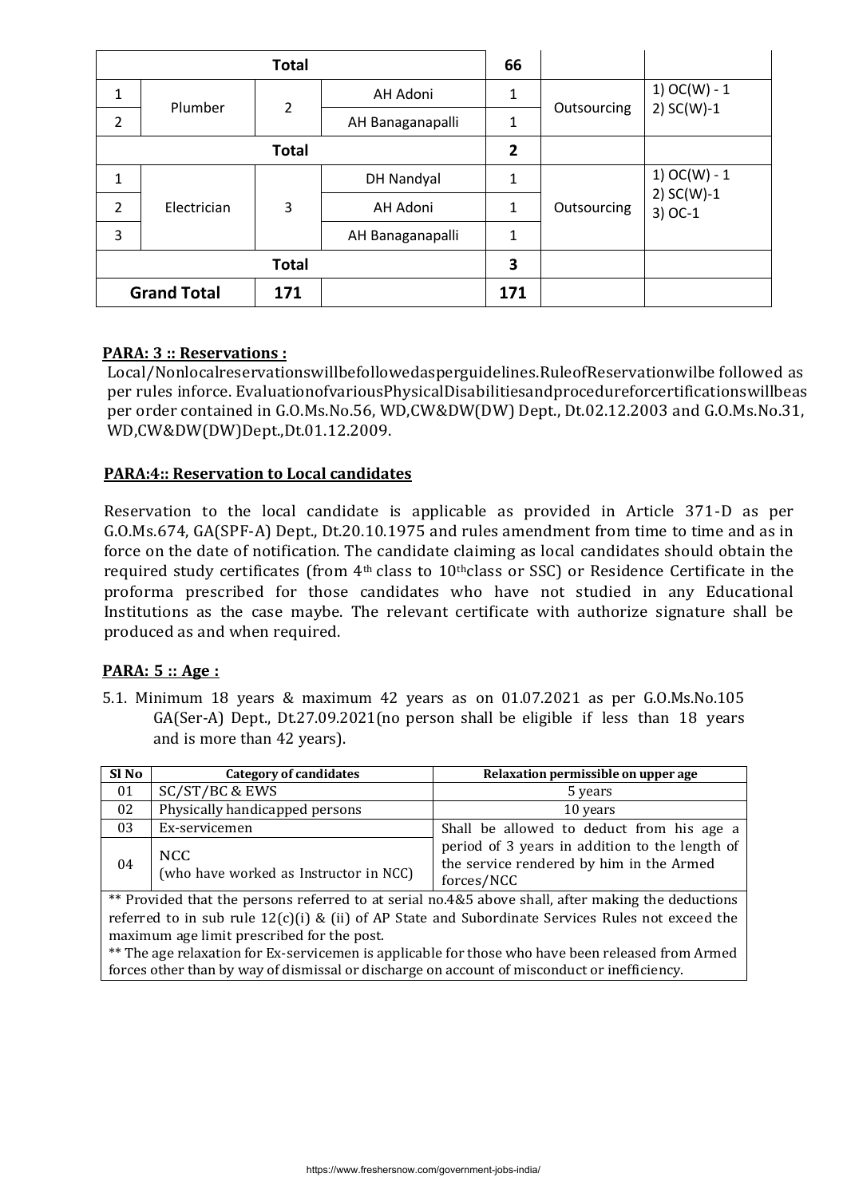| | | | | | | |
|---|---|---|---|---|---|---|
| **Total** | | | | **66** | | |
| 1 | Plumber | 2 | AH Adoni | 1 | Outsourcing | 1) OC(W) - 1<br>2) SC(W)-1 |
| 2 | | | AH Banaganapalli | 1 | | |
| **Total** | | | | **2** | | |
| 1 | Electrician | 3 | DH Nandyal | 1 | Outsourcing | 1) OC(W) - 1<br>2) SC(W)-1<br>3) OC-1 |
| 2 | | | AH Adoni | 1 | | |
| 3 | | | AH Banaganapalli | 1 | | |
| **Total** | | | | **3** | | |
| **Grand Total** | | **171** | | **171** | | |

**PARA: 3 :: Reservations :**

Local/Nonlocalreservationswillbefollowedasperguidelines.RuleofReservationwilbe followed as per rules inforce. EvaluationofvariousPhysicalDisabilitiesandprocedureforcertificationswillbeas per order contained in G.O.Ms.No.56, WD,CW&DW(DW) Dept., Dt.02.12.2003 and G.O.Ms.No.31, WD,CW&DW(DW)Dept.,Dt.01.12.2009.

**PARA:4:: Reservation to Local candidates**

Reservation to the local candidate is applicable as provided in Article 371-D as per G.O.Ms.674, GA(SPF-A) Dept., Dt.20.10.1975 and rules amendment from time to time and as in force on the date of notification. The candidate claiming as local candidates should obtain the required study certificates (from 4th class to 10thclass or SSC) or Residence Certificate in the proforma prescribed for those candidates who have not studied in any Educational Institutions as the case maybe. The relevant certificate with authorize signature shall be produced as and when required.

**PARA: 5 :: Age :**

5.1. Minimum 18 years & maximum 42 years as on 01.07.2021 as per G.O.Ms.No.105 GA(Ser-A) Dept., Dt.27.09.2021(no person shall be eligible if less than 18 years and is more than 42 years).

| Sl No | Category of candidates | Relaxation permissible on upper age |
|---|---|---|
| 01 | SC/ST/BC & EWS | 5 years |
| 02 | Physically handicapped persons | 10 years |
| 03 | Ex-servicemen | Shall be allowed to deduct from his age a period of 3 years in addition to the length of the service rendered by him in the Armed forces/NCC |
| 04 | NCC (who have worked as Instructor in NCC) | |

** Provided that the persons referred to at serial no.4&5 above shall, after making the deductions referred to in sub rule 12(c)(i) & (ii) of AP State and Subordinate Services Rules not exceed the maximum age limit prescribed for the post.

** The age relaxation for Ex-servicemen is applicable for those who have been released from Armed forces other than by way of dismissal or discharge on account of misconduct or inefficiency.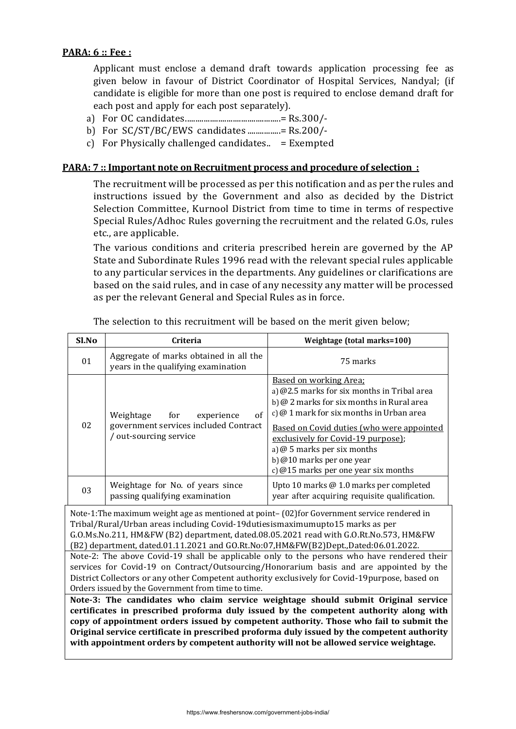**PARA: 6 :: Fee :**

Applicant must enclose a demand draft towards application processing fee as given below in favour of District Coordinator of Hospital Services, Nandyal; (if candidate is eligible for more than one post is required to enclose demand draft for each post and apply for each post separately).

a) For OC candidates..............................................= Rs.300/-
b) For SC/ST/BC/EWS candidates ................= Rs.200/-
c) For Physically challenged candidates.. = Exempted

**PARA: 7 :: Important note on Recruitment process and procedure of selection :**

The recruitment will be processed as per this notification and as per the rules and instructions issued by the Government and also as decided by the District Selection Committee, Kurnool District from time to time in terms of respective Special Rules/Adhoc Rules governing the recruitment and the related G.Os, rules etc., are applicable.

The various conditions and criteria prescribed herein are governed by the AP State and Subordinate Rules 1996 read with the relevant special rules applicable to any particular services in the departments. Any guidelines or clarifications are based on the said rules, and in case of any necessity any matter will be processed as per the relevant General and Special Rules as in force.

The selection to this recruitment will be based on the merit given below;

| Sl.No | Criteria | Weightage (total marks=100) |
|---|---|---|
| 01 | Aggregate of marks obtained in all the years in the qualifying examination | 75 marks |
| 02 | Weightage for experience of government services included Contract / out-sourcing service | Based on working Area;<br>a) @2.5 marks for six months in Tribal area<br>b) @ 2 marks for six months in Rural area<br>c) @ 1 mark for six months in Urban area<br>Based on Covid duties (who were appointed exclusively for Covid-19 purpose);<br>a) @ 5 marks per six months<br>b) @10 marks per one year<br>c) @15 marks per one year six months |
| 03 | Weightage for No. of years since passing qualifying examination | Upto 10 marks @ 1.0 marks per completed year after acquiring requisite qualification. |

Note-1:The maximum weight age as mentioned at point– (02)for Government service rendered in Tribal/Rural/Urban areas including Covid-19dutiesismaximumupto15 marks as per G.O.Ms.No.211, HM&FW (B2) department, dated.08.05.2021 read with G.O.Rt.No.573, HM&FW (B2) department, dated.01.11.2021 and GO.Rt.No:07,HM&FW(B2)Dept.,Dated:06.01.2022.

Note-2: The above Covid-19 shall be applicable only to the persons who have rendered their services for Covid-19 on Contract/Outsourcing/Honorarium basis and are appointed by the District Collectors or any other Competent authority exclusively for Covid-19purpose, based on Orders issued by the Government from time to time.

**Note-3: The candidates who claim service weightage should submit Original service certificates in prescribed proforma duly issued by the competent authority along with copy of appointment orders issued by competent authority. Those who fail to submit the Original service certificate in prescribed proforma duly issued by the competent authority with appointment orders by competent authority will not be allowed service weightage.**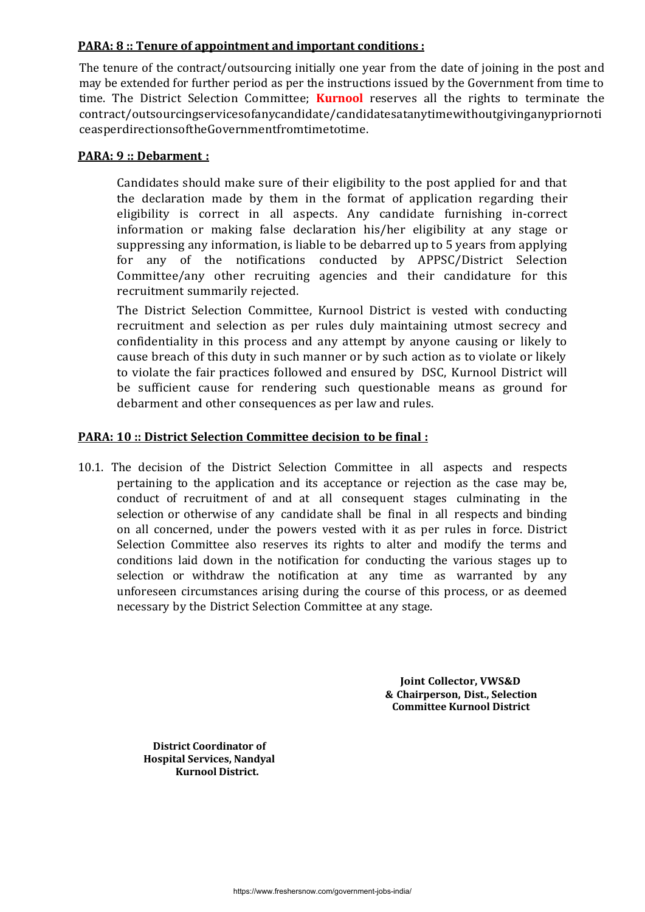## PARA: 8 :: Tenure of appointment and important conditions :

The tenure of the contract/outsourcing initially one year from the date of joining in the post and may be extended for further period as per the instructions issued by the Government from time to time. The District Selection Committee; **Kurnool** reserves all the rights to terminate the contract/outsourcingservicesofanycandidate/candidatesatanytimewithoutgivinganypriornoticeasperdirectionsoftheGovernmentfromtimetotime.

## PARA: 9 :: Debarment :

Candidates should make sure of their eligibility to the post applied for and that the declaration made by them in the format of application regarding their eligibility is correct in all aspects. Any candidate furnishing in-correct information or making false declaration his/her eligibility at any stage or suppressing any information, is liable to be debarred up to 5 years from applying for any of the notifications conducted by APPSC/District Selection Committee/any other recruiting agencies and their candidature for this recruitment summarily rejected.

The District Selection Committee, Kurnool District is vested with conducting recruitment and selection as per rules duly maintaining utmost secrecy and confidentiality in this process and any attempt by anyone causing or likely to cause breach of this duty in such manner or by such action as to violate or likely to violate the fair practices followed and ensured by DSC, Kurnool District will be sufficient cause for rendering such questionable means as ground for debarment and other consequences as per law and rules.

## PARA: 10 :: District Selection Committee decision to be final :

10.1. The decision of the District Selection Committee in all aspects and respects pertaining to the application and its acceptance or rejection as the case may be, conduct of recruitment of and at all consequent stages culminating in the selection or otherwise of any candidate shall be final in all respects and binding on all concerned, under the powers vested with it as per rules in force. District Selection Committee also reserves its rights to alter and modify the terms and conditions laid down in the notification for conducting the various stages up to selection or withdraw the notification at any time as warranted by any unforeseen circumstances arising during the course of this process, or as deemed necessary by the District Selection Committee at any stage.

**Joint Collector, VWS&D**
**& Chairperson, Dist., Selection**
**Committee Kurnool District**

**District Coordinator of**
**Hospital Services, Nandyal**
**Kurnool District.**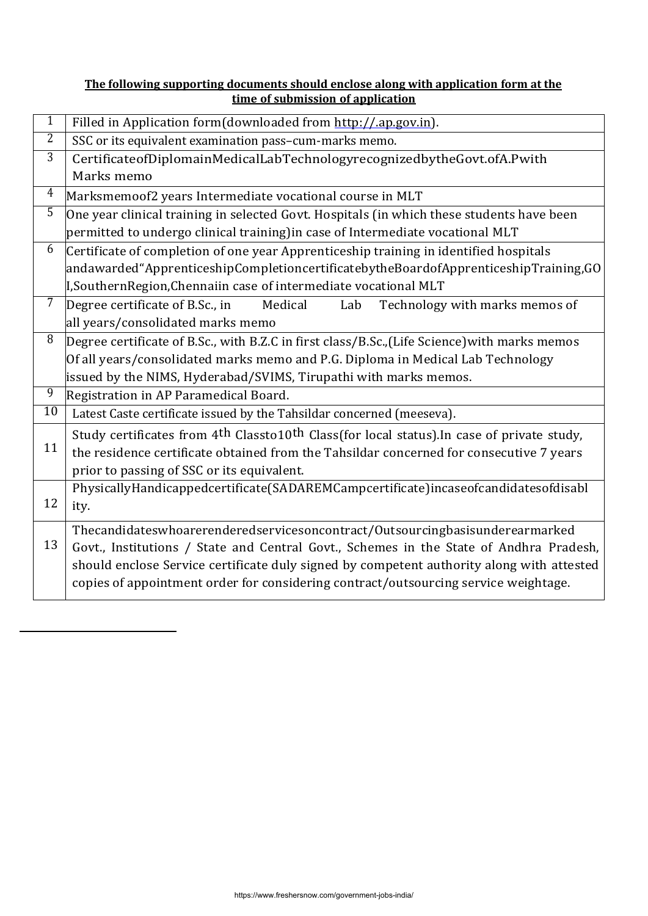**The following supporting documents should enclose along with application form at the time of submission of application**

| | |
|---|---|
| 1 | Filled in Application form(downloaded from http://.ap.gov.in). |
| 2 | SSC or its equivalent examination pass–cum-marks memo. |
| 3 | CertificateofDiplomainMedicalLabTechnologyrecognizedbytheGovt.ofA.Pwith Marks memo |
| 4 | Marksmemoof2 years Intermediate vocational course in MLT |
| 5 | One year clinical training in selected Govt. Hospitals (in which these students have been permitted to undergo clinical training)in case of Intermediate vocational MLT |
| 6 | Certificate of completion of one year Apprenticeship training in identified hospitals andawarded"ApprenticeshipCompletioncertificatebytheBoardofApprenticeshipTraining,GOI,SouthernRegion,Chennaiin case of intermediate vocational MLT |
| 7 | Degree certificate of B.Sc., in Medical Lab Technology with marks memos of all years/consolidated marks memo |
| 8 | Degree certificate of B.Sc., with B.Z.C in first class/B.Sc.,(Life Science)with marks memos Of all years/consolidated marks memo and P.G. Diploma in Medical Lab Technology issued by the NIMS, Hyderabad/SVIMS, Tirupathi with marks memos. |
| 9 | Registration in AP Paramedical Board. |
| 10 | Latest Caste certificate issued by the Tahsildar concerned (meeseva). |
| 11 | Study certificates from 4th Classto10th Class(for local status).In case of private study, the residence certificate obtained from the Tahsildar concerned for consecutive 7 years prior to passing of SSC or its equivalent. |
| 12 | PhysicallyHandicappedcertificate(SADAREMCampcertificate)incaseofcandidatesofdisability. |
| 13 | Thecandidateswhoarerenderedservicesoncontract/Outsourcingbasisunderearmarked Govt., Institutions / State and Central Govt., Schemes in the State of Andhra Pradesh, should enclose Service certificate duly signed by competent authority along with attested copies of appointment order for considering contract/outsourcing service weightage. |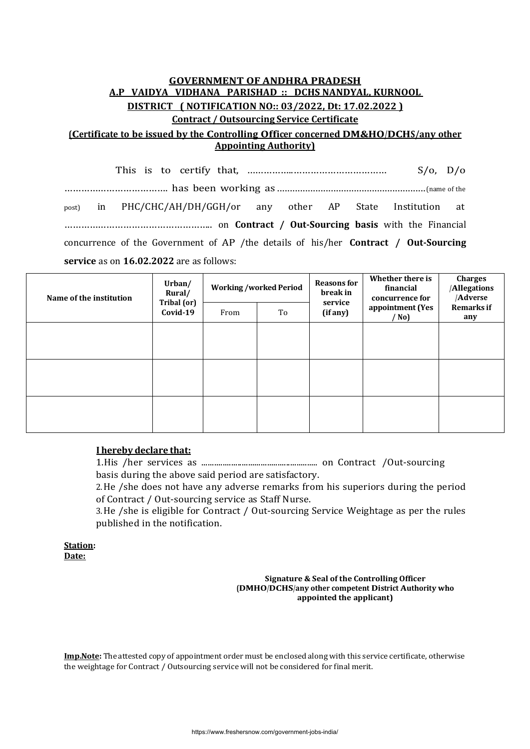**GOVERNMENT OF ANDHRA PRADESH**

**A.P VAIDYA VIDHANA PARISHAD :: DCHS NANDYAL, KURNOOL DISTRICT ( NOTIFICATION NO:: 03/2022, Dt: 17.02.2022 )**

**Contract / Outsourcing Service Certificate**

**(Certificate to be issued by the Controlling Officer concerned DM&HO/DCHS/any other Appointing Authority)**

This is to certify that, …………………………………………… S/o, D/o ……………………………… has been working as ……………………………………………………(name of the post) in PHC/CHC/AH/DH/GGH/or any other AP State Institution at …………………………………………….. on **Contract / Out-Sourcing basis** with the Financial concurrence of the Government of AP /the details of his/her **Contract / Out-Sourcing service** as on **16.02.2022** are as follows:

| Name of the institution | Urban/ Rural/ Tribal (or) Covid-19 | Working /worked Period | | Reasons for break in service (if any) | Whether there is financial concurrence for appointment (Yes / No) | Charges /Allegations /Adverse Remarks if any |
|---|---|---|---|---|---|---|
| | | From | To | | | |
| | | | | | | |
| | | | | | | |
| | | | | | | |

**I hereby declare that:**

1. His /her services as ……………………………………………… on Contract /Out-sourcing basis during the above said period are satisfactory.
2. He /she does not have any adverse remarks from his superiors during the period of Contract / Out-sourcing service as Staff Nurse.
3. He /she is eligible for Contract / Out-sourcing Service Weightage as per the rules published in the notification.

**Station:**
**Date:**

**Signature & Seal of the Controlling Officer**
**(DMHO/DCHS/any other competent District Authority who appointed the applicant)**

**Imp.Note:** The attested copy of appointment order must be enclosed along with this service certificate, otherwise the weightage for Contract / Outsourcing service will not be considered for final merit.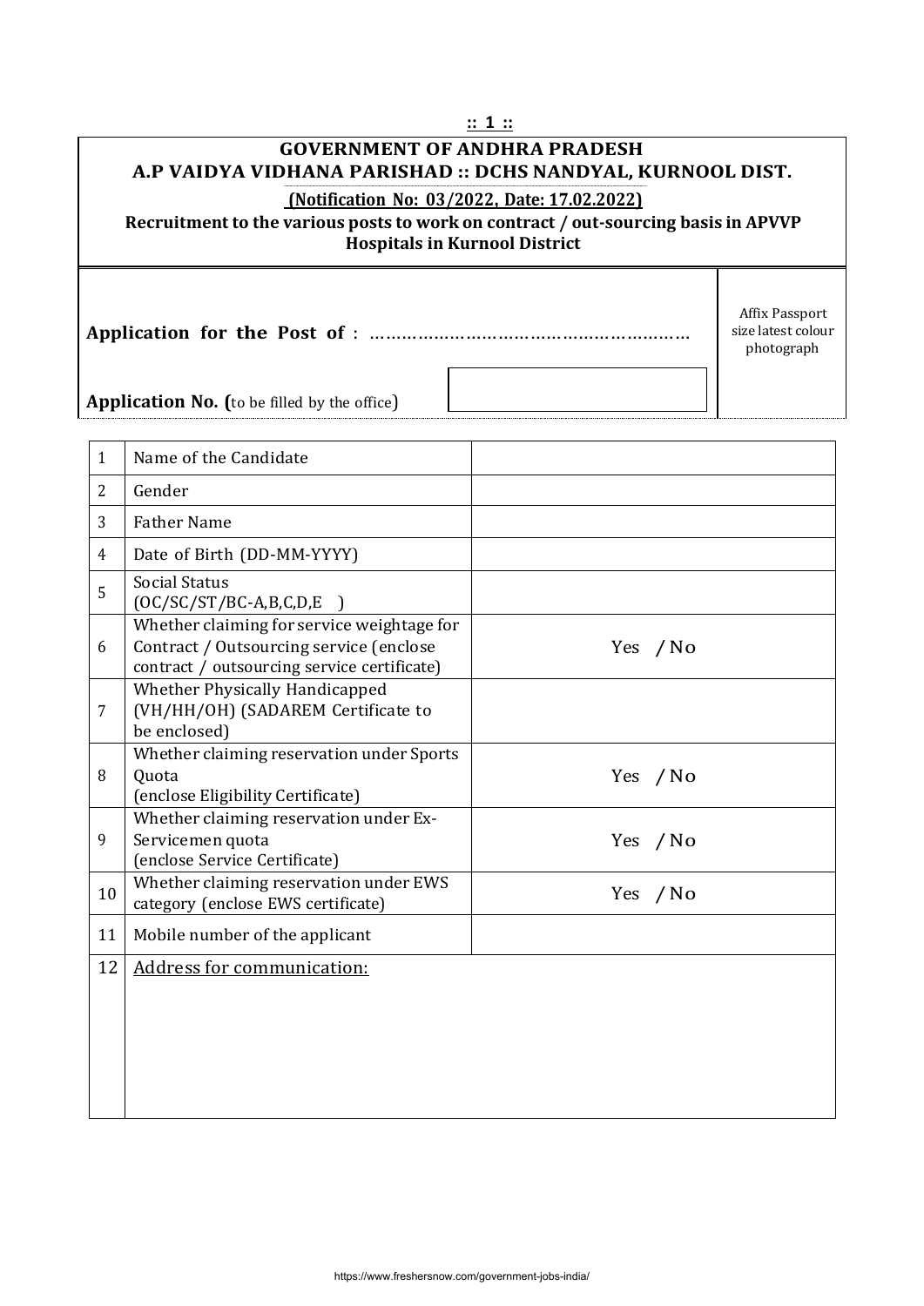:: 1 ::

**GOVERNMENT OF ANDHRA PRADESH**
**A.P VAIDYA VIDHANA PARISHAD :: DCHS NANDYAL, KURNOOL DIST.**

**(Notification No: 03/2022, Date: 17.02.2022)**

**Recruitment to the various posts to work on contract / out-sourcing basis in APVVP Hospitals in Kurnool District**

**Application for the Post of** : ……………………………………………………

**Application No. (**to be filled by the office)

Affix Passport size latest colour photograph

| | | |
|---|---|---|
| 1 | Name of the Candidate | |
| 2 | Gender | |
| 3 | Father Name | |
| 4 | Date of Birth (DD-MM-YYYY) | |
| 5 | Social Status (OC/SC/ST/BC-A,B,C,D,E ) | |
| 6 | Whether claiming for service weightage for Contract / Outsourcing service (enclose contract / outsourcing service certificate) | Yes / No |
| 7 | Whether Physically Handicapped (VH/HH/OH) (SADAREM Certificate to be enclosed) | |
| 8 | Whether claiming reservation under Sports Quota (enclose Eligibility Certificate) | Yes / No |
| 9 | Whether claiming reservation under Ex-Servicemen quota (enclose Service Certificate) | Yes / No |
| 10 | Whether claiming reservation under EWS category (enclose EWS certificate) | Yes / No |
| 11 | Mobile number of the applicant | |
| 12 | Address for communication: | |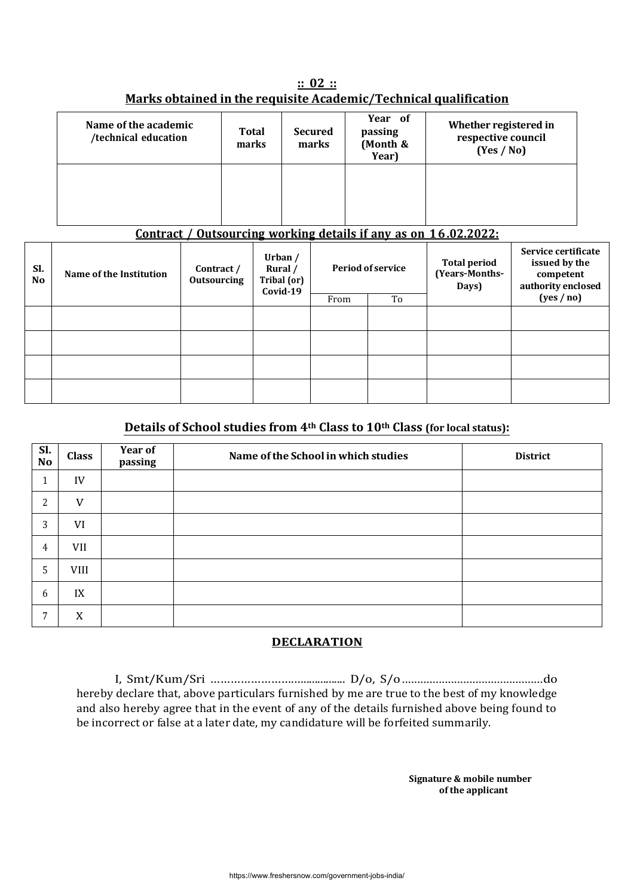**:: 02 ::**

## Marks obtained in the requisite Academic/Technical qualification

| Name of the academic /technical education | Total marks | Secured marks | Year of passing (Month & Year) | Whether registered in respective council (Yes / No) |
|---|---|---|---|---|
| | | | | |

## Contract / Outsourcing working details if any as on 16.02.2022:

| Sl. No | Name of the Institution | Contract / Outsourcing | Urban / Rural / Tribal (or) Covid-19 | Period of service | | Total period (Years-Months-Days) | Service certificate issued by the competent authority enclosed (yes / no) |
|---|---|---|---|---|---|---|---|
| | | | | From | To | | |
| | | | | | | | |
| | | | | | | | |
| | | | | | | | |
| | | | | | | | |

## Details of School studies from 4th Class to 10th Class (for local status):

| Sl. No | Class | Year of passing | Name of the School in which studies | District |
|---|---|---|---|---|
| 1 | IV | | | |
| 2 | V | | | |
| 3 | VI | | | |
| 4 | VII | | | |
| 5 | VIII | | | |
| 6 | IX | | | |
| 7 | X | | | |

## DECLARATION

I, Smt/Kum/Sri ……………………................. D/o, S/o.............................................do hereby declare that, above particulars furnished by me are true to the best of my knowledge and also hereby agree that in the event of any of the details furnished above being found to be incorrect or false at a later date, my candidature will be forfeited summarily.

**Signature & mobile number of the applicant**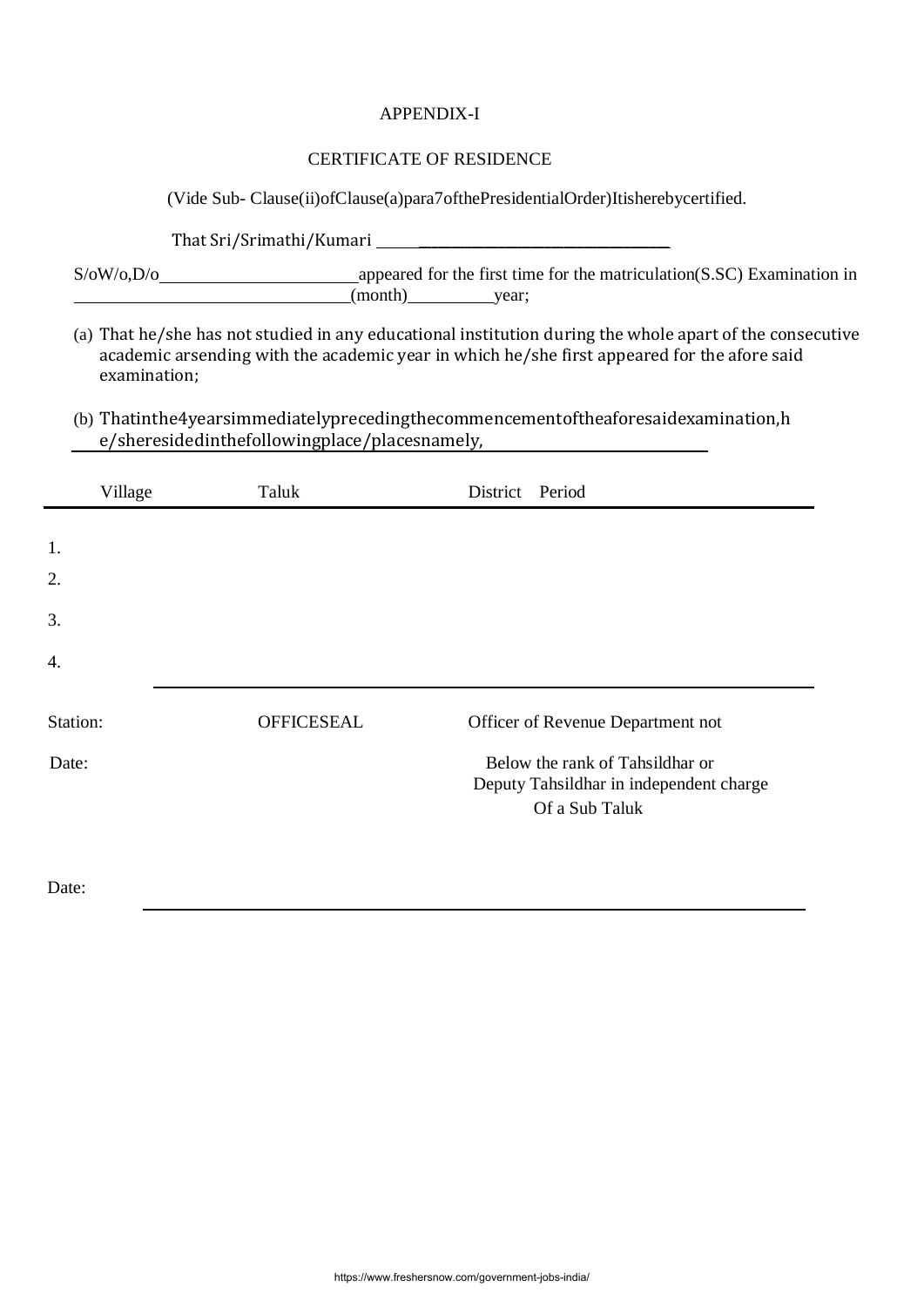APPENDIX-I

CERTIFICATE OF RESIDENCE

(Vide Sub- Clause(ii)ofClause(a)para7ofthePresidentialOrder)Itisherebycertified.

That Sri/Srimathi/Kumari ____________________________________

S/oW/o,D/o________________________appeared for the first time for the matriculation(S.SC) Examination in ________________________________(month)__________year;

(a) That he/she has not studied in any educational institution during the whole apart of the consecutive academic arsending with the academic year in which he/she first appeared for the afore said examination;

(b) Thatinthe4yearsimmediatelyprecedingthecommencementoftheaforesaidexamination,he/sheresidedinthefollowingplace/placesnamely, ____________________________

| | Village | Taluk | District | Period |
|---|---|---|---|---|
| 1. | | | | |
| 2. | | | | |
| 3. | | | | |
| 4. | | | | |

Station: OFFICESEAL Officer of Revenue Department not

Date: Below the rank of Tahsildhar or Deputy Tahsildhar in independent charge Of a Sub Taluk

Date: ____________________________________________________________